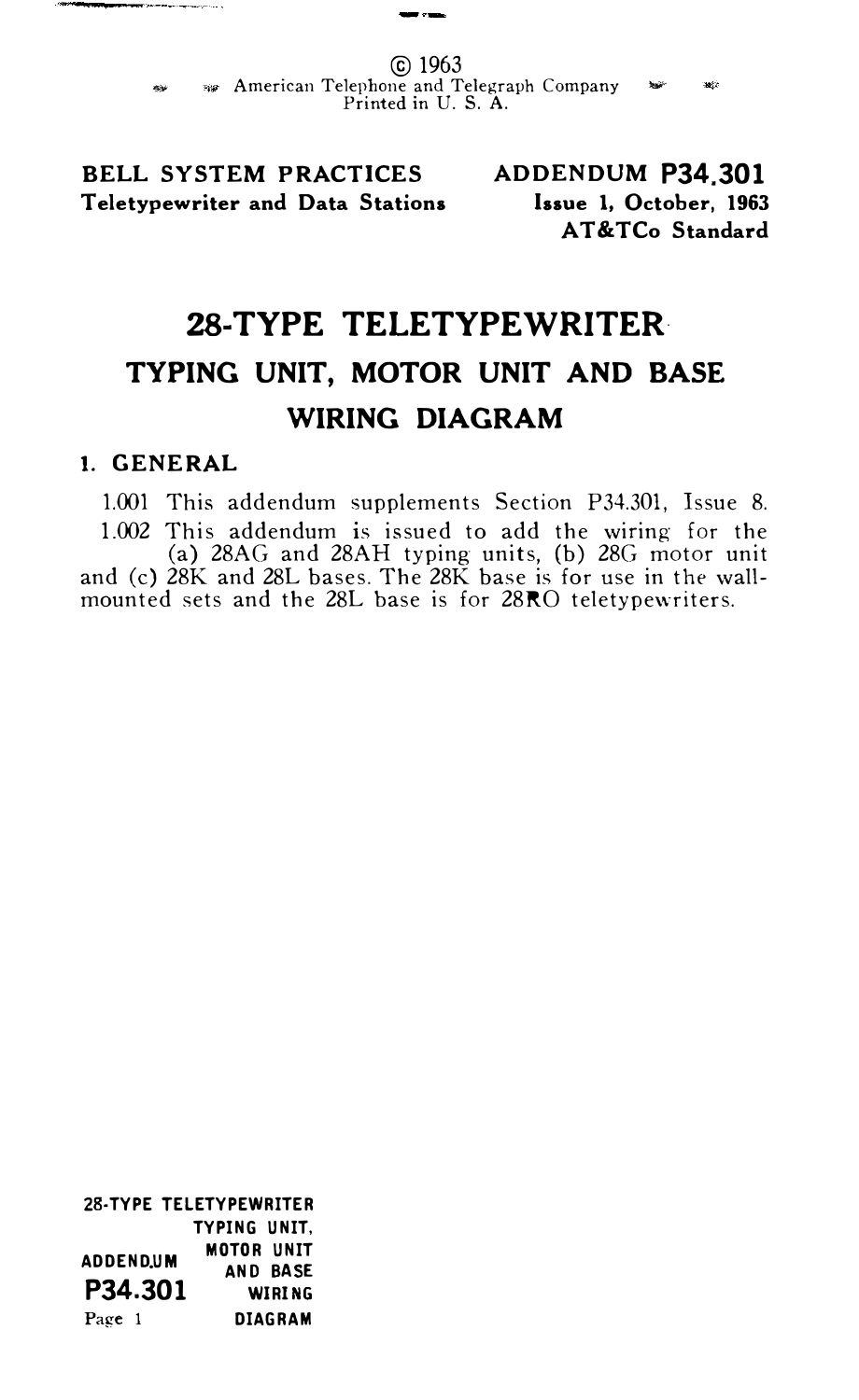© 1963
American Telephone and Telegraph Company
Printed in U. S. A.

**BELL SYSTEM PRACTICES**
**Teletypewriter and Data Stations**

**ADDENDUM P34.301**
**Issue 1, October, 1963**
**AT&TCo Standard**

# 28-TYPE TELETYPEWRITER

## TYPING UNIT, MOTOR UNIT AND BASE

## WIRING DIAGRAM

### 1. GENERAL

1.001 This addendum supplements Section P34.301, Issue 8.

1.002 This addendum is issued to add the wiring for the (a) 28AG and 28AH typing units, (b) 28G motor unit and (c) 28K and 28L bases. The 28K base is for use in the wall-mounted sets and the 28L base is for 28RO teletypewriters.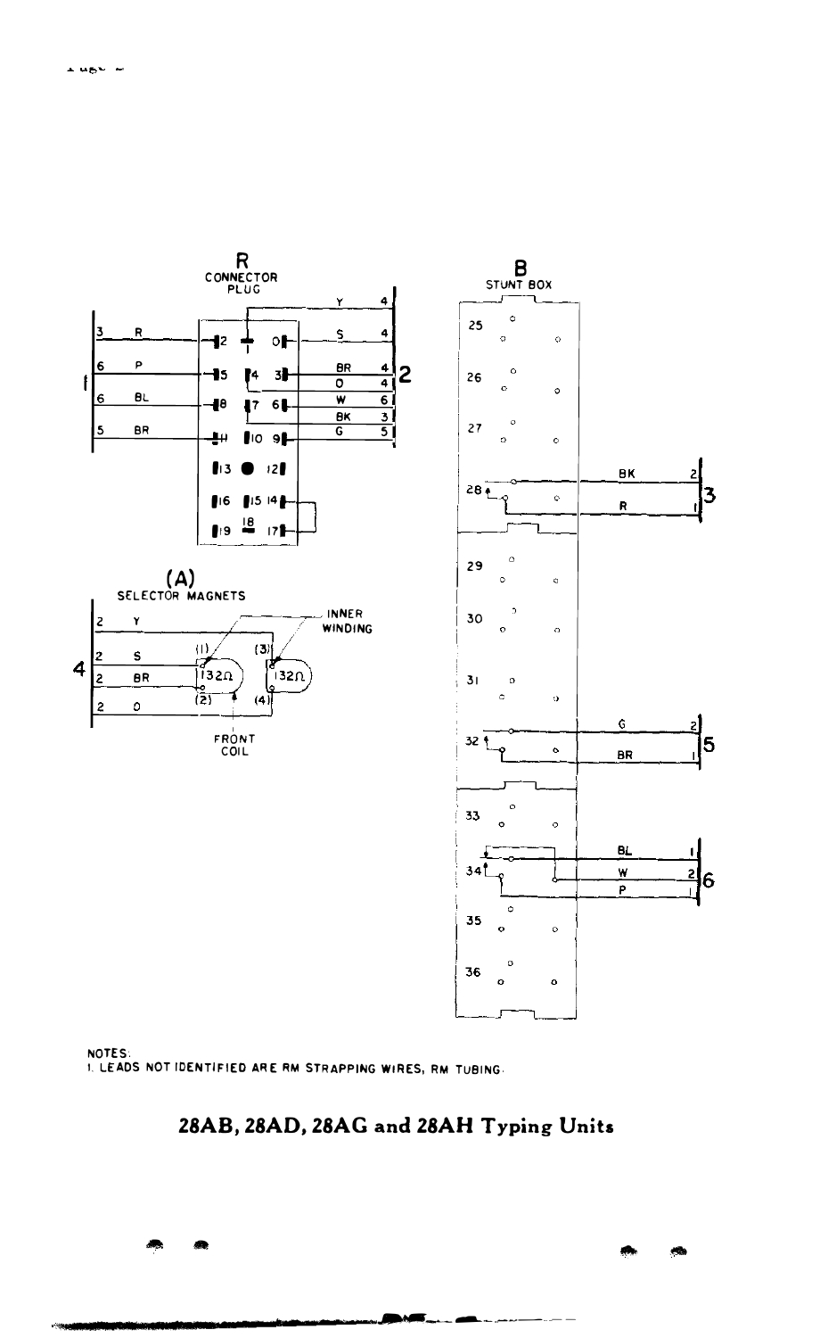R
CONNECTOR PLUG

B
STUNT BOX

(A)
SELECTOR MAGNETS

INNER WINDING

FRONT COIL

NOTES:
1. LEADS NOT IDENTIFIED ARE RM STRAPPING WIRES, RM TUBING.

## 28AB, 28AD, 28AG and 28AH Typing Units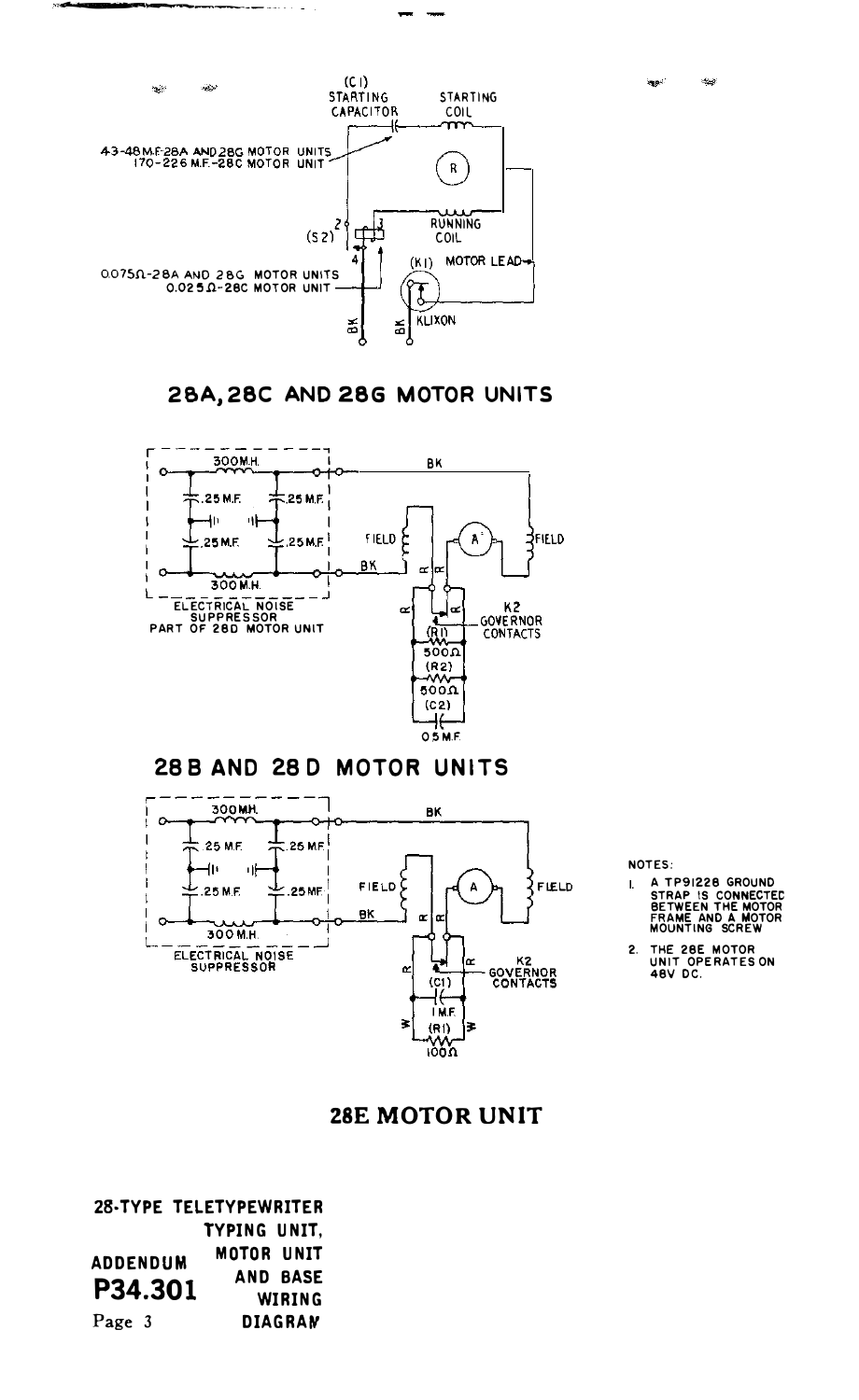(C1) STARTING CAPACITOR

STARTING COIL

43-48 M.F.-28A AND 28G MOTOR UNITS
170-226 M.F.-28C MOTOR UNIT

R

RUNNING COIL

(S2)

(K1) MOTOR LEAD

0.075Ω-28A AND 28G MOTOR UNITS
0.025Ω-28C MOTOR UNIT

BK BK KLIXON

## 28A, 28C AND 28G MOTOR UNITS

300 M.H. .25 M.F. .25 M.F. .25 M.F. .25 M.F. 300 M.H.

ELECTRICAL NOISE SUPPRESSOR PART OF 28D MOTOR UNIT

BK FIELD A FIELD BK

K2 GOVERNOR CONTACTS

(R1) 500Ω (R2) 500Ω (C2) 0.5 M.F.

## 28B AND 28D MOTOR UNITS

300 M.H. .25 M.F. .25 M.F. .25 M.F. .25 M.F. 300 M.H.

ELECTRICAL NOISE SUPPRESSOR

BK FIELD A FIELD BK

K2 GOVERNOR CONTACTS

(C1) 1 M.F. (R1) 100Ω

NOTES:

1. A TP91228 GROUND STRAP IS CONNECTED BETWEEN THE MOTOR FRAME AND A MOTOR MOUNTING SCREW
2. THE 28E MOTOR UNIT OPERATES ON 48V DC.

## 28E MOTOR UNIT

**28-TYPE TELETYPEWRITER TYPING UNIT, MOTOR UNIT AND BASE WIRING DIAGRAM**

**ADDENDUM P34.301**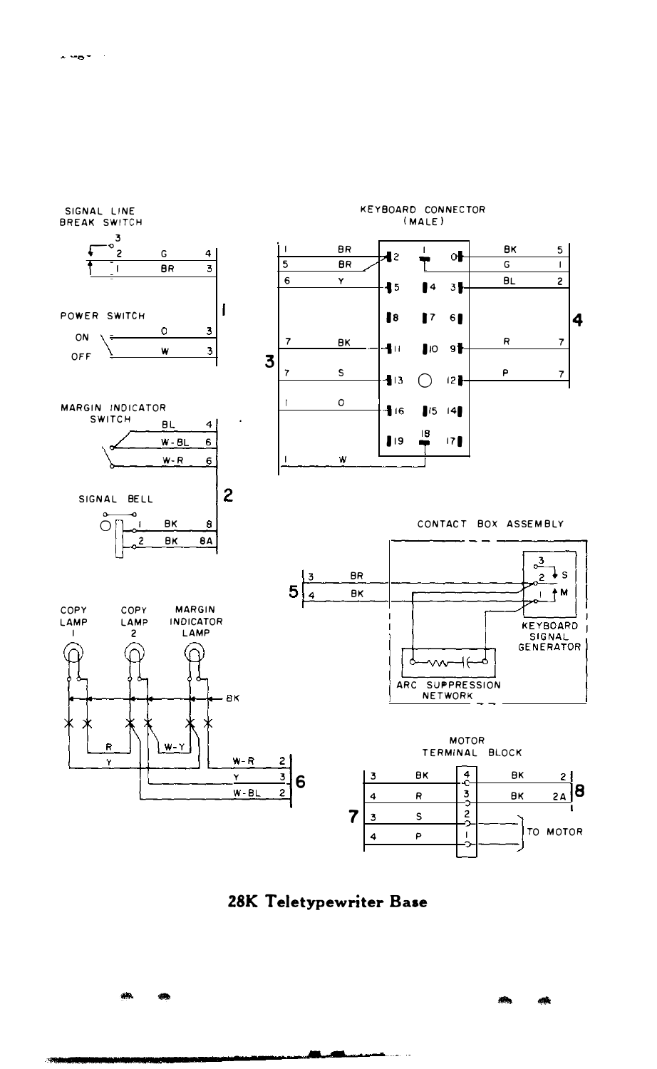SIGNAL LINE BREAK SWITCH

| | Wire | Terminal |
|---|---|---|
| 2 | G | 4 |
| 1 | BR | 3 |

POWER SWITCH

| | Wire | Terminal |
|---|---|---|
| ON | O | 3 |
| OFF | W | 3 |

Cable 1

MARGIN INDICATOR SWITCH

| Wire | Terminal |
|---|---|
| BL | 4 |
| W-BL | 6 |
| W-R | 6 |

SIGNAL BELL

| | Wire | Terminal |
|---|---|---|
| 1 | BK | 8 |
| 2 | BK | 8A |

Cable 2

KEYBOARD CONNECTOR (MALE)

Cable 3:

| Terminal | Wire | Connector Pin |
|---|---|---|
| 1 | BR | 2 |
| 5 | BR | 2 |
| 6 | Y | 5 |
| 7 | BK | 11 |
| 7 | S | 13 |
| 1 | O | 16 |
| 1 | W | 18 |

Cable 4:

| Connector Pin | Wire | Terminal |
|---|---|---|
| 0 | BK | 5 |
| 1 | G | 1 |
| 3 | BL | 2 |
| 9 | R | 7 |
| 12 | P | 7 |

CONTACT BOX ASSEMBLY

| Terminal | Wire |
|---|---|
| 3 | BR |
| 4 | BK |

Cable 5

KEYBOARD SIGNAL GENERATOR (contacts 1 M, 2 S, 3)

ARC SUPPRESSION NETWORK

COPY LAMP 1 — COPY LAMP 2 — MARGIN INDICATOR LAMP

BK, R, W-Y

| Wire | Terminal |
|---|---|
| W-R | 2 |
| Y | 3 |
| W-BL | 2 |

Cable 6

MOTOR TERMINAL BLOCK

Cable 7:

| Terminal | Wire | Block Terminal |
|---|---|---|
| 3 | BK | 4 |
| 4 | R | 3 |
| 3 | S | 2 |
| 4 | P | 1 |

Cable 8:

| Block Terminal | Wire | Terminal |
|---|---|---|
| 4 | BK | 2 |
| 3 | BK | 2A |
| 2 | | TO MOTOR |
| 1 | | TO MOTOR |

## 28K Teletypewriter Base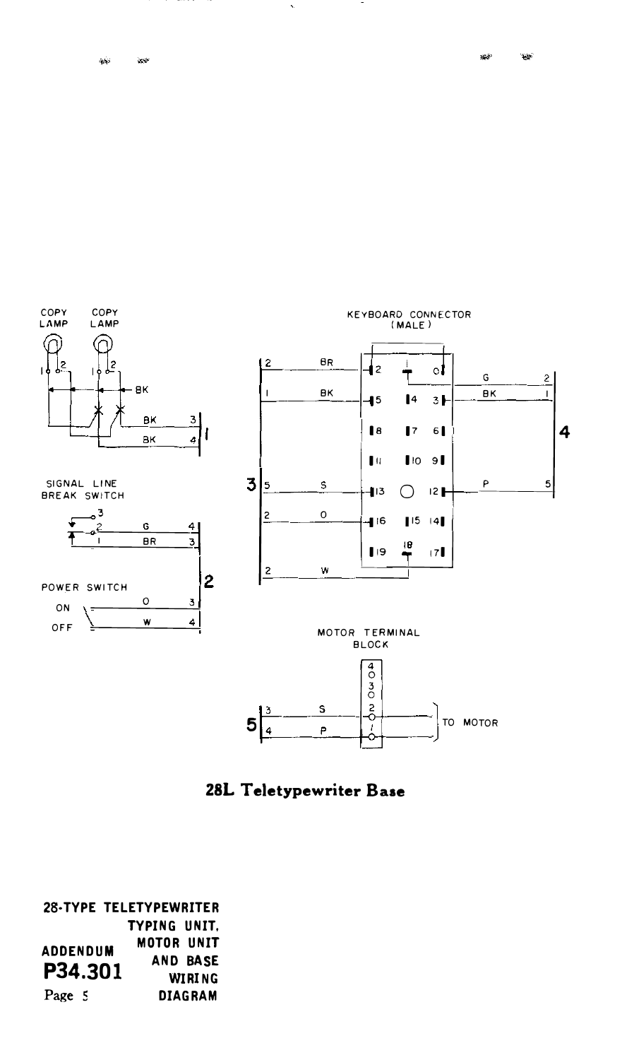COPY LAMP

COPY LAMP

SIGNAL LINE BREAK SWITCH

POWER SWITCH

ON

OFF

KEYBOARD CONNECTOR (MALE)

MOTOR TERMINAL BLOCK

TO MOTOR

**28L Teletypewriter Base**

**28-TYPE TELETYPEWRITER TYPING UNIT, MOTOR UNIT AND BASE WIRING DIAGRAM**

**ADDENDUM P34.301**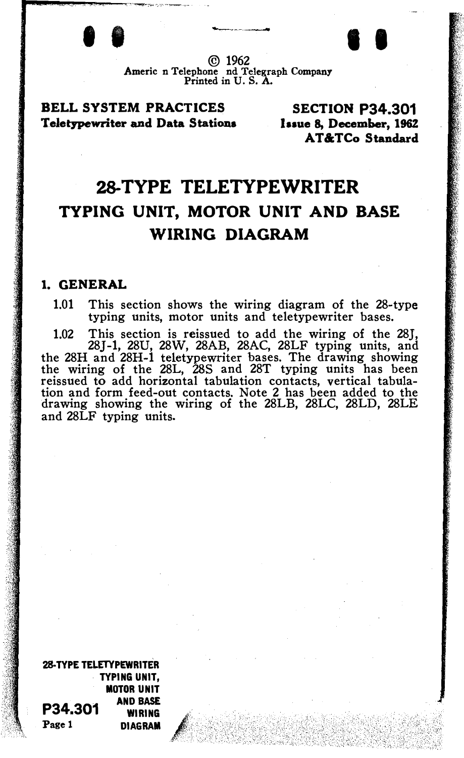© 1962
American Telephone and Telegraph Company
Printed in U. S. A.

**BELL SYSTEM PRACTICES**
**Teletypewriter and Data Stations**

**SECTION P34.301**
**Issue 8, December, 1962**
**AT&TCo Standard**

# 28-TYPE TELETYPEWRITER
## TYPING UNIT, MOTOR UNIT AND BASE WIRING DIAGRAM

### 1. GENERAL

1.01 This section shows the wiring diagram of the 28-type typing units, motor units and teletypewriter bases.

1.02 This section is reissued to add the wiring of the 28J, 28J-1, 28U, 28W, 28AB, 28AC, 28LF typing units, and the 28H and 28H-1 teletypewriter bases. The drawing showing the wiring of the 28L, 28S and 28T typing units has been reissued to add horizontal tabulation contacts, vertical tabulation and form feed-out contacts. Note 2 has been added to the drawing showing the wiring of the 28LB, 28LC, 28LD, 28LE and 28LF typing units.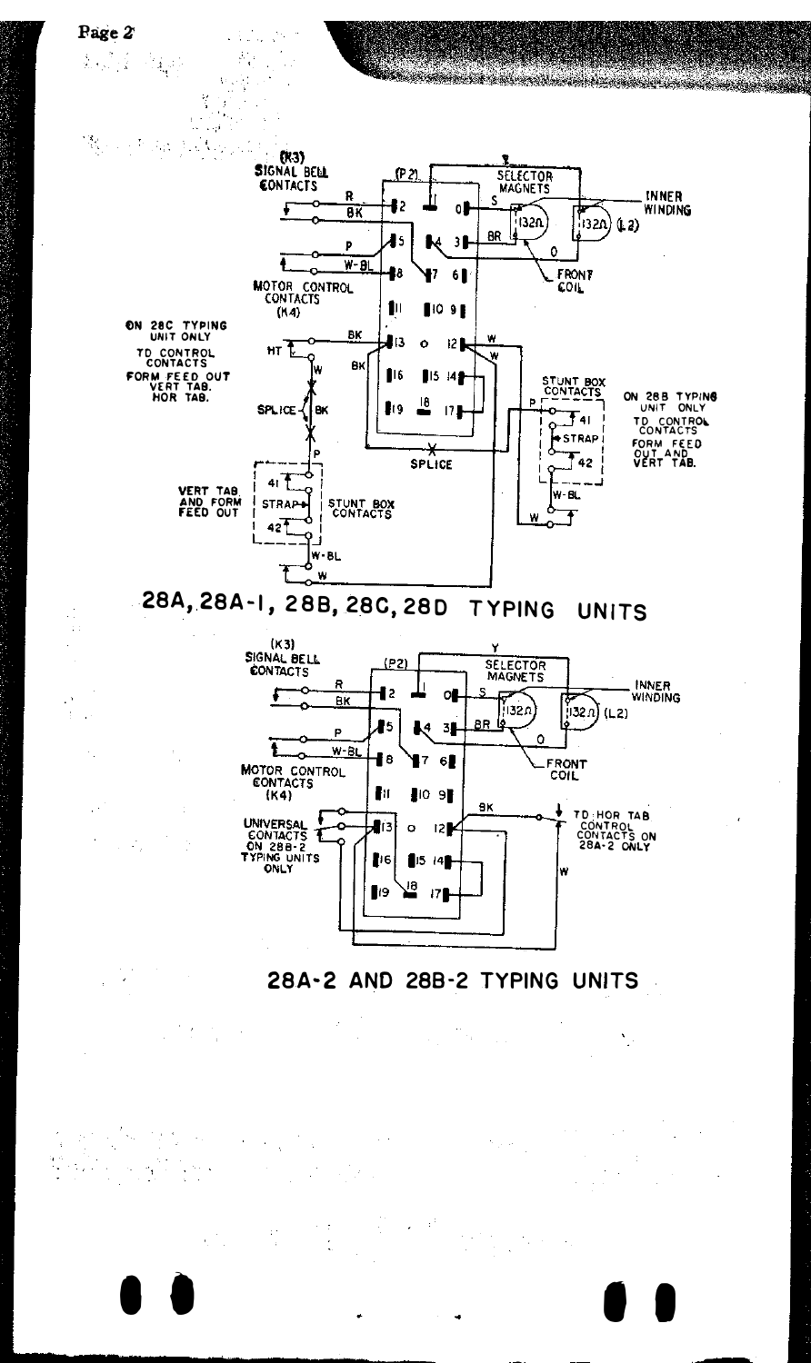(K3)
SIGNAL BELL
CONTACTS

(P2)

SELECTOR
MAGNETS

INNER
WINDING

132Ω

132Ω (L2)

FRONT
COIL

MOTOR CONTROL
CONTACTS
(K4)

ON 28C TYPING
UNIT ONLY

TD CONTROL
CONTACTS
FORM FEED OUT
VERT TAB.
HOR TAB.

SPLICE

STUNT BOX
CONTACTS

ON 28B TYPING
UNIT ONLY

TD CONTROL
CONTACTS
FORM FEED
OUT AND
VERT TAB.

STRAP

SPLICE

VERT TAB.
AND FORM
FEED OUT

STRAP

STUNT BOX
CONTACTS

28A, 28A-1, 28B, 28C, 28D TYPING UNITS

(K3)
SIGNAL BELL
CONTACTS

(P2)

SELECTOR
MAGNETS

INNER
WINDING

132Ω

132Ω (L2)

FRONT
COIL

MOTOR CONTROL
CONTACTS
(K4)

UNIVERSAL
CONTACTS
ON 28B-2
TYPING UNITS
ONLY

TD HOR TAB
CONTROL
CONTACTS ON
28A-2 ONLY

28A-2 AND 28B-2 TYPING UNITS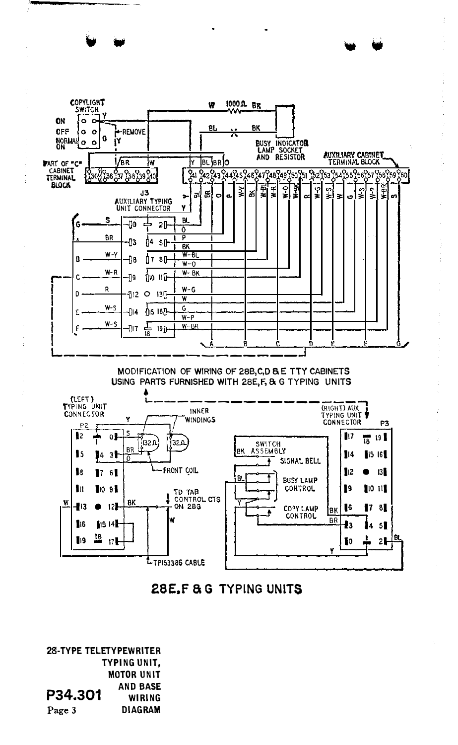MODIFICATION OF WIRING OF 28B,C,D & E TTY CABINETS USING PARTS FURNISHED WITH 28E,F, & G TYPING UNITS

**28E,F & G TYPING UNITS**

**28-TYPE TELETYPEWRITER TYPING UNIT, MOTOR UNIT AND BASE WIRING DIAGRAM**

**P34.301**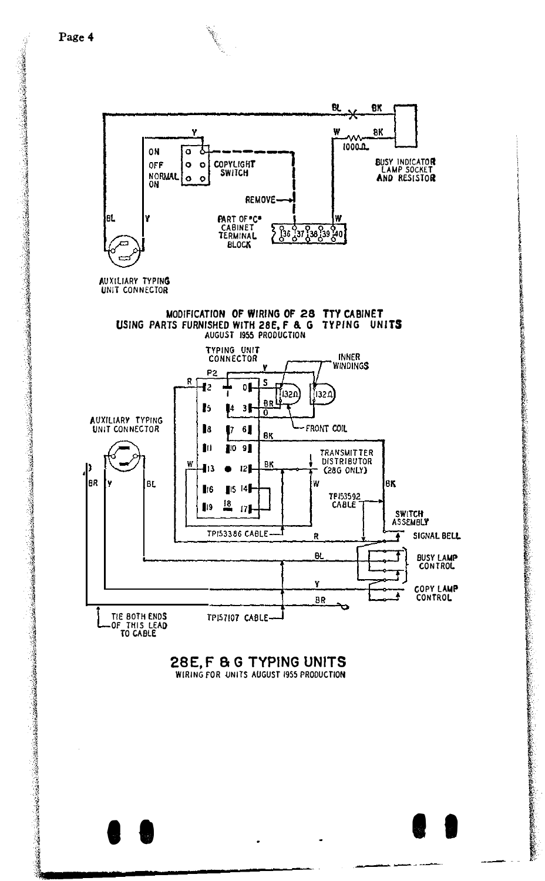BL BK

W BK
1000Ω

BUSY INDICATOR LAMP SOCKET AND RESISTOR

ON
OFF
NORMAL ON

COPYLIGHT SWITCH

Y

REMOVE

BL Y

PART OF "C" CABINET TERMINAL BLOCK

36 37 38 39 40

W

AUXILIARY TYPING UNIT CONNECTOR

**MODIFICATION OF WIRING OF 28 TTY CABINET USING PARTS FURNISHED WITH 28E, F & G TYPING UNITS**
AUGUST 1955 PRODUCTION

TYPING UNIT CONNECTOR

P2

INNER WINDINGS

132Ω 132Ω

FRONT COIL

AUXILIARY TYPING UNIT CONNECTOR

TRANSMITTER DISTRIBUTOR (28G ONLY)

TP153592 CABLE

SWITCH ASSEMBLY

SIGNAL BELL

BUSY LAMP CONTROL

COPY LAMP CONTROL

TP153386 CABLE

TP157107 CABLE

TIE BOTH ENDS OF THIS LEAD TO CABLE

## 28E, F & G TYPING UNITS
WIRING FOR UNITS AUGUST 1955 PRODUCTION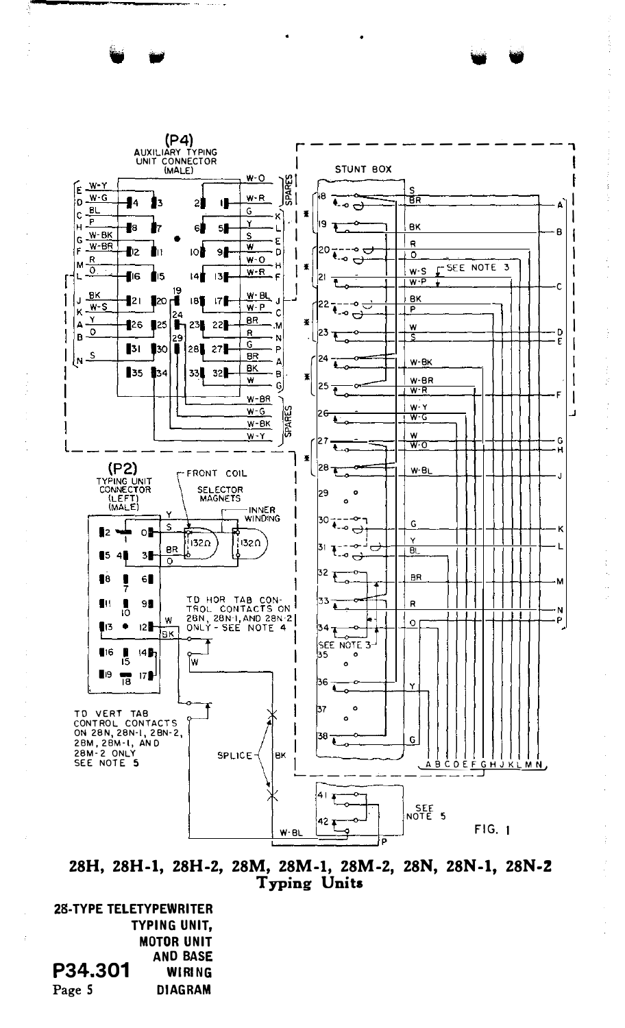FIG. 1

**28H, 28H-1, 28H-2, 28M, 28M-1, 28M-2, 28N, 28N-1, 28N-2 Typing Units**

**28-TYPE TELETYPEWRITER TYPING UNIT, MOTOR UNIT AND BASE WIRING DIAGRAM**

**P34.301**
Page 5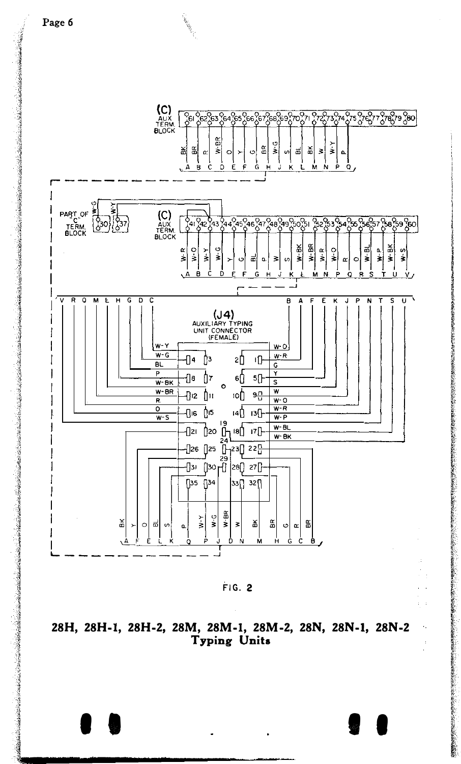FIG. 2

**28H, 28H-1, 28H-2, 28M, 28M-1, 28M-2, 28N, 28N-1, 28N-2 Typing Units**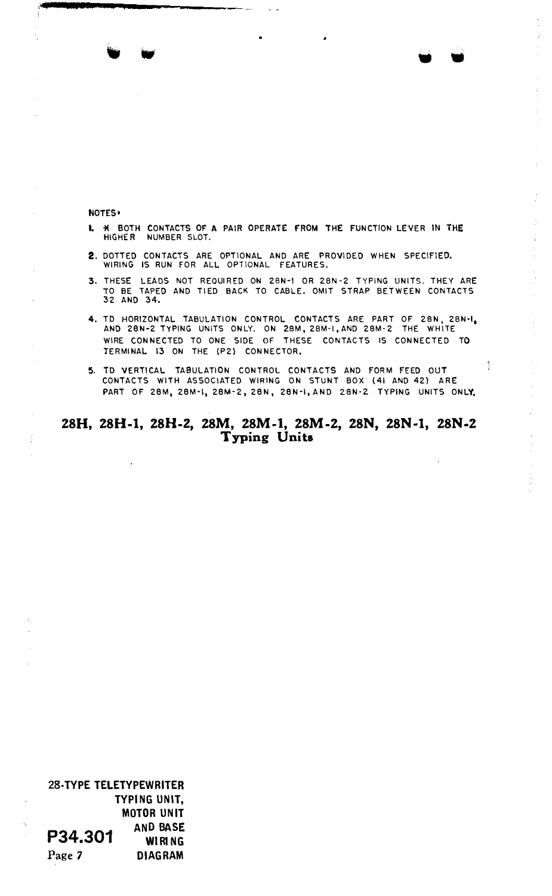NOTES:

1. * BOTH CONTACTS OF A PAIR OPERATE FROM THE FUNCTION LEVER IN THE HIGHER NUMBER SLOT.
2. DOTTED CONTACTS ARE OPTIONAL AND ARE PROVIDED WHEN SPECIFIED. WIRING IS RUN FOR ALL OPTIONAL FEATURES.
3. THESE LEADS NOT REQUIRED ON 28N-1 OR 28N-2 TYPING UNITS. THEY ARE TO BE TAPED AND TIED BACK TO CABLE. OMIT STRAP BETWEEN CONTACTS 32 AND 34.
4. TD HORIZONTAL TABULATION CONTROL CONTACTS ARE PART OF 28N, 28N-1, AND 28N-2 TYPING UNITS ONLY. ON 28M, 28M-1, AND 28M-2 THE WHITE WIRE CONNECTED TO ONE SIDE OF THESE CONTACTS IS CONNECTED TO TERMINAL 13 ON THE (P2) CONNECTOR.
5. TD VERTICAL TABULATION CONTROL CONTACTS AND FORM FEED OUT CONTACTS WITH ASSOCIATED WIRING ON STUNT BOX (41 AND 42) ARE PART OF 28M, 28M-1, 28M-2, 28N, 28N-1, AND 28N-2 TYPING UNITS ONLY.

## 28H, 28H-1, 28H-2, 28M, 28M-1, 28M-2, 28N, 28N-1, 28N-2 Typing Units

**28-TYPE TELETYPEWRITER TYPING UNIT, MOTOR UNIT AND BASE WIRING DIAGRAM**

**P34.301**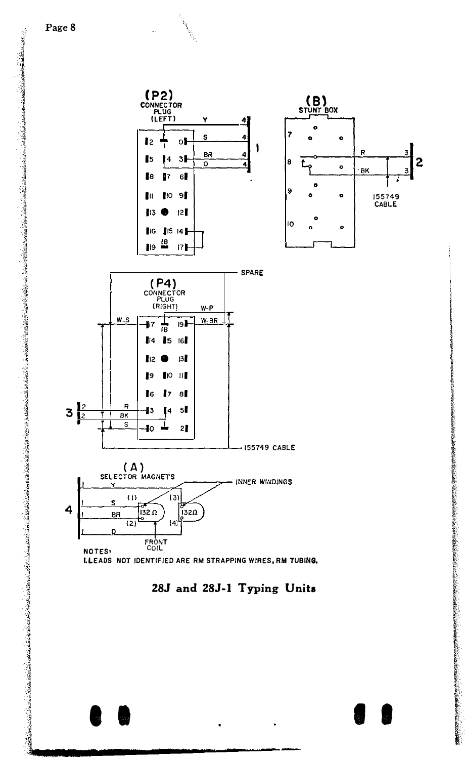(P2)
CONNECTOR
PLUG
(LEFT)

(B)
STUNT BOX

(P4)
CONNECTOR
PLUG
(RIGHT)

SPARE

155749 CABLE

(A)
SELECTOR MAGNETS

INNER WINDINGS

FRONT COIL

NOTES:
1. LEADS NOT IDENTIFIED ARE RM STRAPPING WIRES, RM TUBING.

**28J and 28J-1 Typing Units**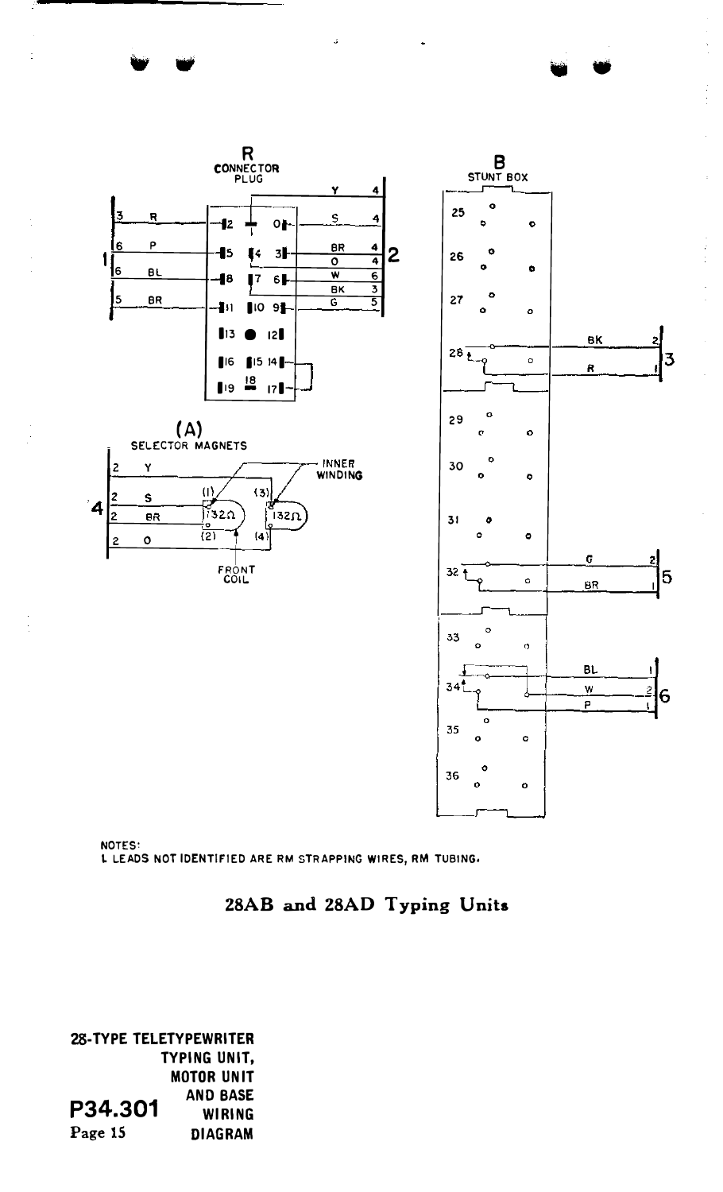R
CONNECTOR PLUG

B
STUNT BOX

(A)
SELECTOR MAGNETS

INNER WINDING

FRONT COIL

NOTES:
1. LEADS NOT IDENTIFIED ARE RM STRAPPING WIRES, RM TUBING.

## 28AB and 28AD Typing Units

**28-TYPE TELETYPEWRITER TYPING UNIT, MOTOR UNIT AND BASE WIRING DIAGRAM**

**P34.301**
Page 15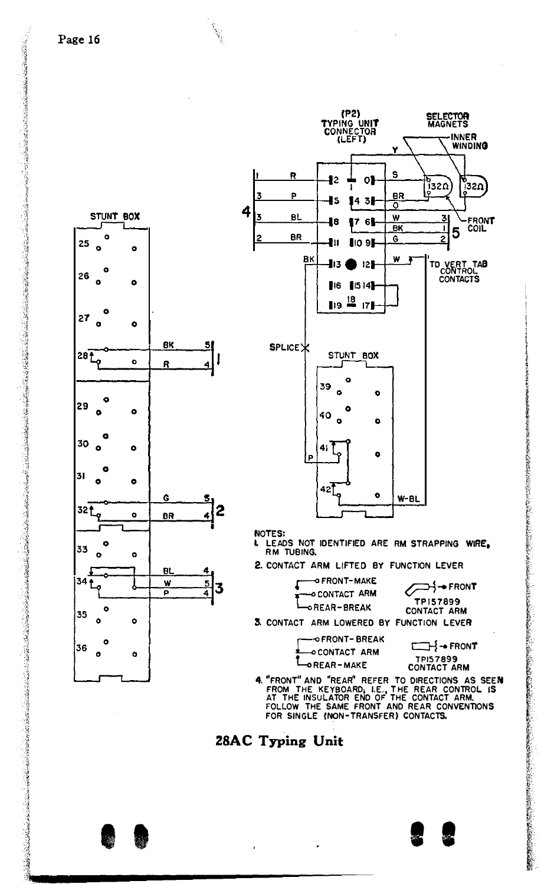(P2) TYPING UNIT CONNECTOR (LEFT)

SELECTOR MAGNETS

INNER WINDING

FRONT COIL

132Ω

TO VERT TAB CONTROL CONTACTS

SPLICE

STUNT BOX

STUNT BOX

NOTES:

1. LEADS NOT IDENTIFIED ARE RM STRAPPING WIRE, RM TUBING.
2. CONTACT ARM LIFTED BY FUNCTION LEVER
   - FRONT-MAKE
   - CONTACT ARM
   - REAR-BREAK
   - FRONT
   - TP157899 CONTACT ARM
3. CONTACT ARM LOWERED BY FUNCTION LEVER
   - FRONT-BREAK
   - CONTACT ARM
   - REAR-MAKE
   - FRONT
   - TP157899 CONTACT ARM
4. "FRONT" AND "REAR" REFER TO DIRECTIONS AS SEEN FROM THE KEYBOARD; I.E., THE REAR CONTROL IS AT THE INSULATOR END OF THE CONTACT ARM. FOLLOW THE SAME FRONT AND REAR CONVENTIONS FOR SINGLE (NON-TRANSFER) CONTACTS.

## 28AC Typing Unit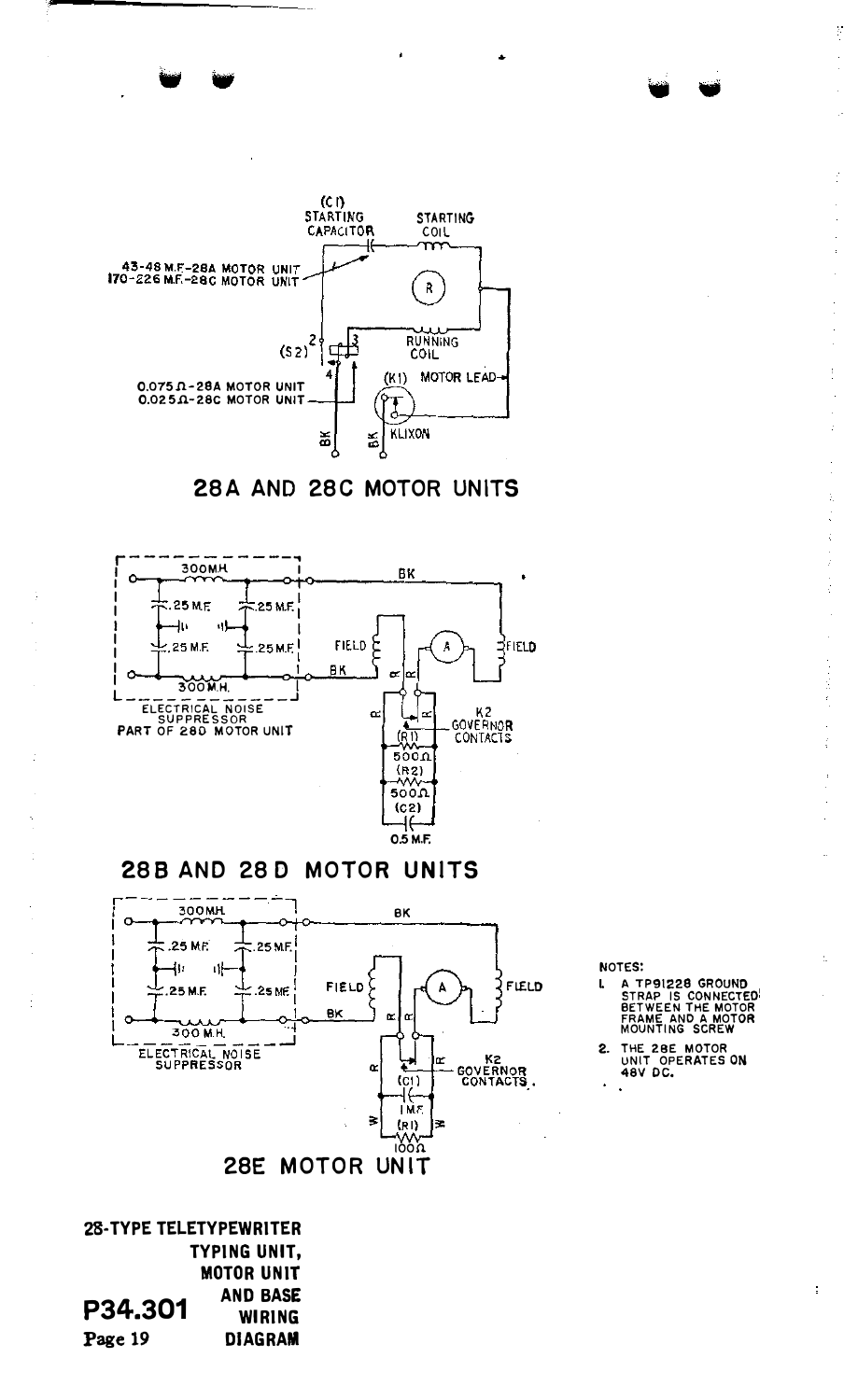(C1)
STARTING CAPACITOR

STARTING COIL

43-48 M.F.-28A MOTOR UNIT
170-226 M.F.-28C MOTOR UNIT

(S2)

RUNNING COIL

0.075 Ω-28A MOTOR UNIT
0.025 Ω-28C MOTOR UNIT

(K1) MOTOR LEAD

KLIXON

BK BK

## 28A AND 28C MOTOR UNITS

300 M.H.

.25 M.F. .25 M.F.

.25 M.F. .25 M.F.

300 M.H.

ELECTRICAL NOISE SUPPRESSOR
PART OF 28D MOTOR UNIT

BK

FIELD FIELD

K2 GOVERNOR CONTACTS

(R1) 500 Ω
(R2) 500 Ω
(C2) 0.5 M.F.

## 28B AND 28D MOTOR UNITS

300 M.H.

.25 M.F. .25 M.F.

.25 M.F. .25 M.F.

300 M.H.

ELECTRICAL NOISE SUPPRESSOR

BK

FIELD FIELD

K2 GOVERNOR CONTACTS

(C1) 1 M.F.
(R1) 100 Ω

## 28E MOTOR UNIT

NOTES:

1. A TP91228 GROUND STRAP IS CONNECTED BETWEEN THE MOTOR FRAME AND A MOTOR MOUNTING SCREW
2. THE 28E MOTOR UNIT OPERATES ON 48V DC.

**28-TYPE TELETYPEWRITER TYPING UNIT, MOTOR UNIT AND BASE WIRING DIAGRAM**

**P34.301**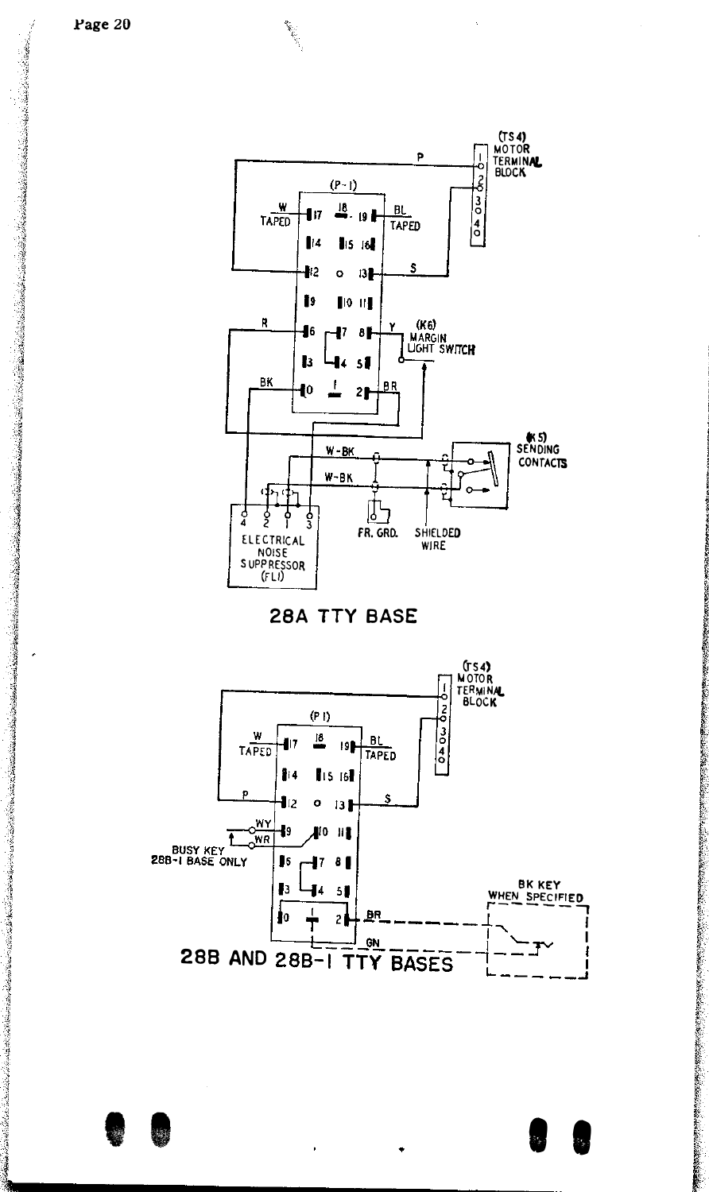(TS4) MOTOR TERMINAL BLOCK

(P-1)

W TAPED

BL TAPED

(K6) MARGIN LIGHT SWITCH

(K5) SENDING CONTACTS

ELECTRICAL NOISE SUPPRESSOR (FL1)

FR. GRD.

SHIELDED WIRE

**28A TTY BASE**

(TS4) MOTOR TERMINAL BLOCK

(P1)

W TAPED

BL TAPED

BUSY KEY 28B-1 BASE ONLY

BK KEY WHEN SPECIFIED

**28B AND 28B-1 TTY BASES**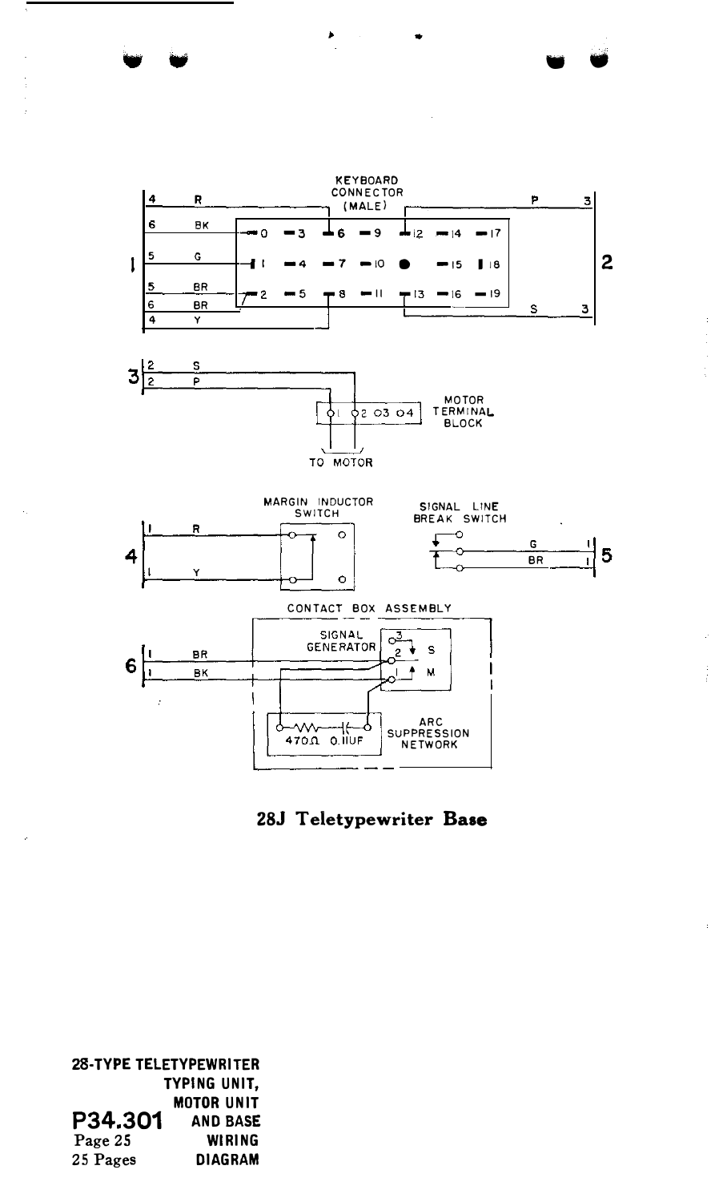KEYBOARD CONNECTOR (MALE)

MOTOR TERMINAL BLOCK

TO MOTOR

MARGIN INDUCTOR SWITCH

SIGNAL LINE BREAK SWITCH

CONTACT BOX ASSEMBLY

SIGNAL GENERATOR

ARC SUPPRESSION NETWORK

470Ω 0.11UF

**28J Teletypewriter Base**

**28-TYPE TELETYPEWRITER TYPING UNIT, MOTOR UNIT AND BASE WIRING DIAGRAM**

**P34.301**